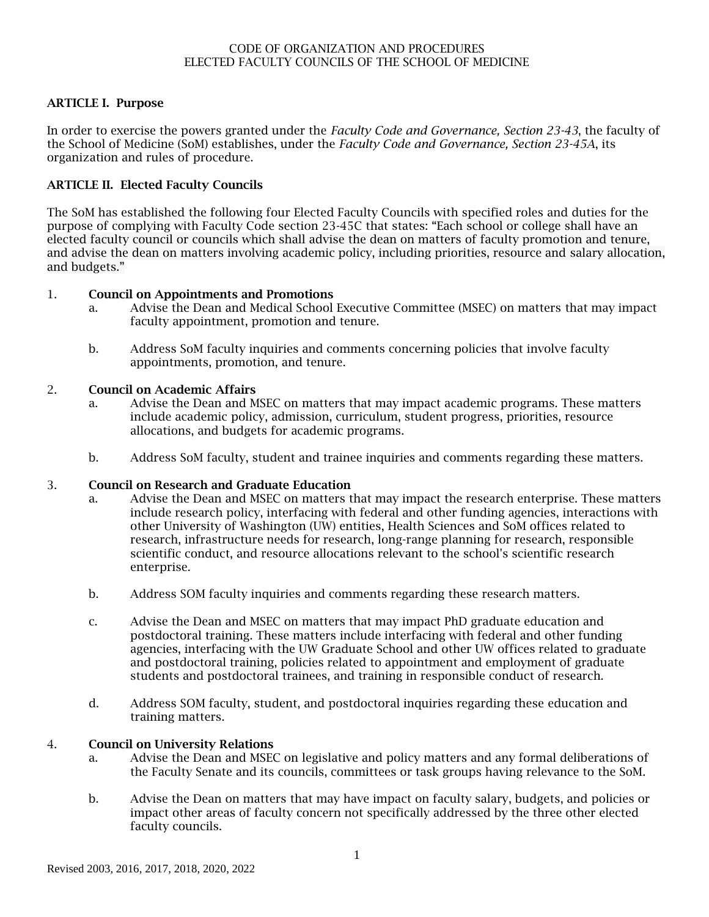CODE OF ORGANIZATION AND PROCEDURES
ELECTED FACULTY COUNCILS OF THE SCHOOL OF MEDICINE

## ARTICLE I. Purpose

In order to exercise the powers granted under the *Faculty Code and Governance, Section 23-43*, the faculty of the School of Medicine (SoM) establishes, under the *Faculty Code and Governance, Section 23-45A*, its organization and rules of procedure.

## ARTICLE II. Elected Faculty Councils

The SoM has established the following four Elected Faculty Councils with specified roles and duties for the purpose of complying with Faculty Code section 23-45C that states: "Each school or college shall have an elected faculty council or councils which shall advise the dean on matters of faculty promotion and tenure, and advise the dean on matters involving academic policy, including priorities, resource and salary allocation, and budgets."

1. **Council on Appointments and Promotions**
   a. Advise the Dean and Medical School Executive Committee (MSEC) on matters that may impact faculty appointment, promotion and tenure.

   b. Address SoM faculty inquiries and comments concerning policies that involve faculty appointments, promotion, and tenure.

2. **Council on Academic Affairs**
   a. Advise the Dean and MSEC on matters that may impact academic programs. These matters include academic policy, admission, curriculum, student progress, priorities, resource allocations, and budgets for academic programs.

   b. Address SoM faculty, student and trainee inquiries and comments regarding these matters.

3. **Council on Research and Graduate Education**
   a. Advise the Dean and MSEC on matters that may impact the research enterprise. These matters include research policy, interfacing with federal and other funding agencies, interactions with other University of Washington (UW) entities, Health Sciences and SoM offices related to research, infrastructure needs for research, long-range planning for research, responsible scientific conduct, and resource allocations relevant to the school's scientific research enterprise.

   b. Address SOM faculty inquiries and comments regarding these research matters.

   c. Advise the Dean and MSEC on matters that may impact PhD graduate education and postdoctoral training. These matters include interfacing with federal and other funding agencies, interfacing with the UW Graduate School and other UW offices related to graduate and postdoctoral training, policies related to appointment and employment of graduate students and postdoctoral trainees, and training in responsible conduct of research.

   d. Address SOM faculty, student, and postdoctoral inquiries regarding these education and training matters.

4. **Council on University Relations**
   a. Advise the Dean and MSEC on legislative and policy matters and any formal deliberations of the Faculty Senate and its councils, committees or task groups having relevance to the SoM.

   b. Advise the Dean on matters that may have impact on faculty salary, budgets, and policies or impact other areas of faculty concern not specifically addressed by the three other elected faculty councils.

Revised 2003, 2016, 2017, 2018, 2020, 2022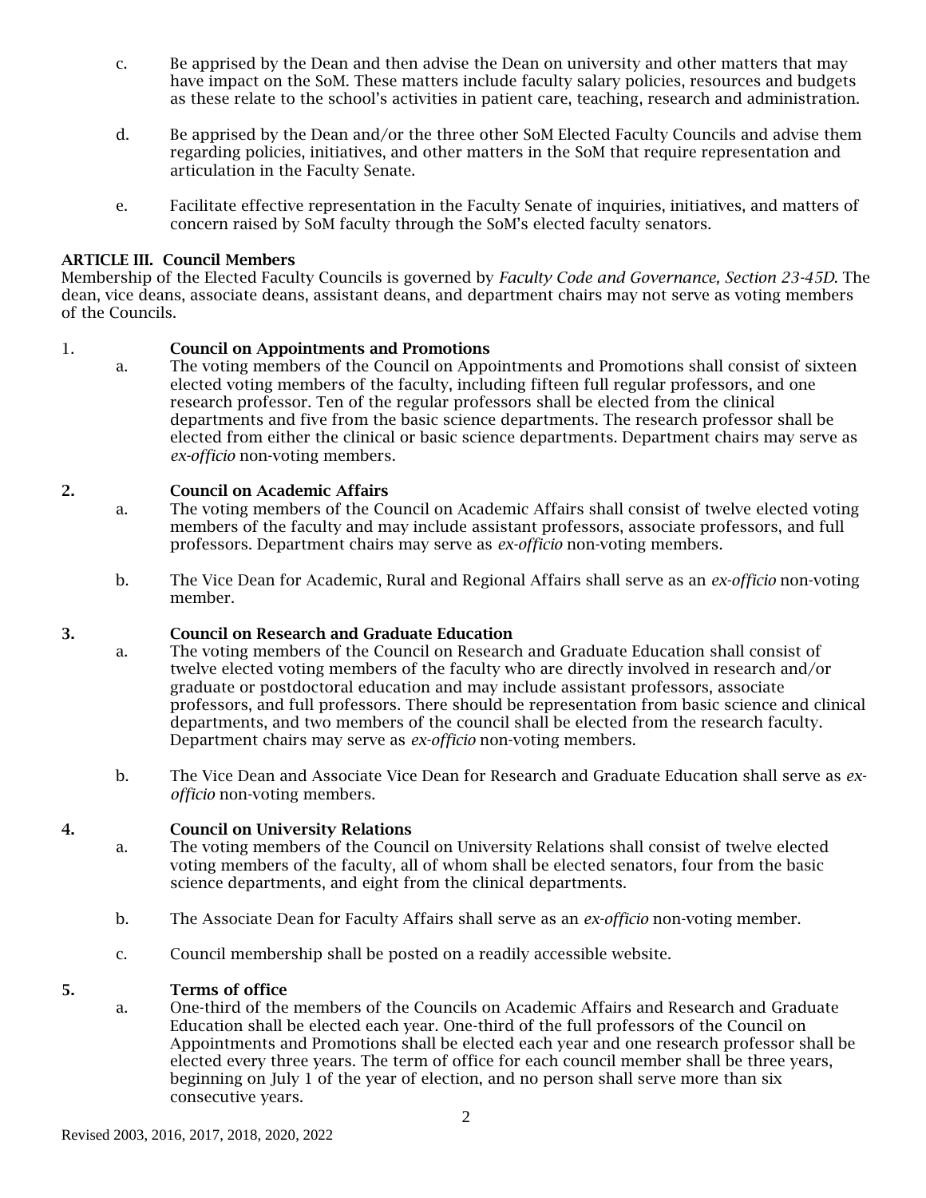c. Be apprised by the Dean and then advise the Dean on university and other matters that may have impact on the SoM. These matters include faculty salary policies, resources and budgets as these relate to the school's activities in patient care, teaching, research and administration.

d. Be apprised by the Dean and/or the three other SoM Elected Faculty Councils and advise them regarding policies, initiatives, and other matters in the SoM that require representation and articulation in the Faculty Senate.

e. Facilitate effective representation in the Faculty Senate of inquiries, initiatives, and matters of concern raised by SoM faculty through the SoM's elected faculty senators.

**ARTICLE III. Council Members**

Membership of the Elected Faculty Councils is governed by *Faculty Code and Governance, Section 23-45D*. The dean, vice deans, associate deans, assistant deans, and department chairs may not serve as voting members of the Councils.

1. **Council on Appointments and Promotions**

   a. The voting members of the Council on Appointments and Promotions shall consist of sixteen elected voting members of the faculty, including fifteen full regular professors, and one research professor. Ten of the regular professors shall be elected from the clinical departments and five from the basic science departments. The research professor shall be elected from either the clinical or basic science departments. Department chairs may serve as *ex-officio* non-voting members.

2. **Council on Academic Affairs**

   a. The voting members of the Council on Academic Affairs shall consist of twelve elected voting members of the faculty and may include assistant professors, associate professors, and full professors. Department chairs may serve as *ex-officio* non-voting members.

   b. The Vice Dean for Academic, Rural and Regional Affairs shall serve as an *ex-officio* non-voting member.

3. **Council on Research and Graduate Education**

   a. The voting members of the Council on Research and Graduate Education shall consist of twelve elected voting members of the faculty who are directly involved in research and/or graduate or postdoctoral education and may include assistant professors, associate professors, and full professors. There should be representation from basic science and clinical departments, and two members of the council shall be elected from the research faculty. Department chairs may serve as *ex-officio* non-voting members.

   b. The Vice Dean and Associate Vice Dean for Research and Graduate Education shall serve as *ex-officio* non-voting members.

4. **Council on University Relations**

   a. The voting members of the Council on University Relations shall consist of twelve elected voting members of the faculty, all of whom shall be elected senators, four from the basic science departments, and eight from the clinical departments.

   b. The Associate Dean for Faculty Affairs shall serve as an *ex-officio* non-voting member.

   c. Council membership shall be posted on a readily accessible website.

5. **Terms of office**

   a. One-third of the members of the Councils on Academic Affairs and Research and Graduate Education shall be elected each year. One-third of the full professors of the Council on Appointments and Promotions shall be elected each year and one research professor shall be elected every three years. The term of office for each council member shall be three years, beginning on July 1 of the year of election, and no person shall serve more than six consecutive years.

Revised 2003, 2016, 2017, 2018, 2020, 2022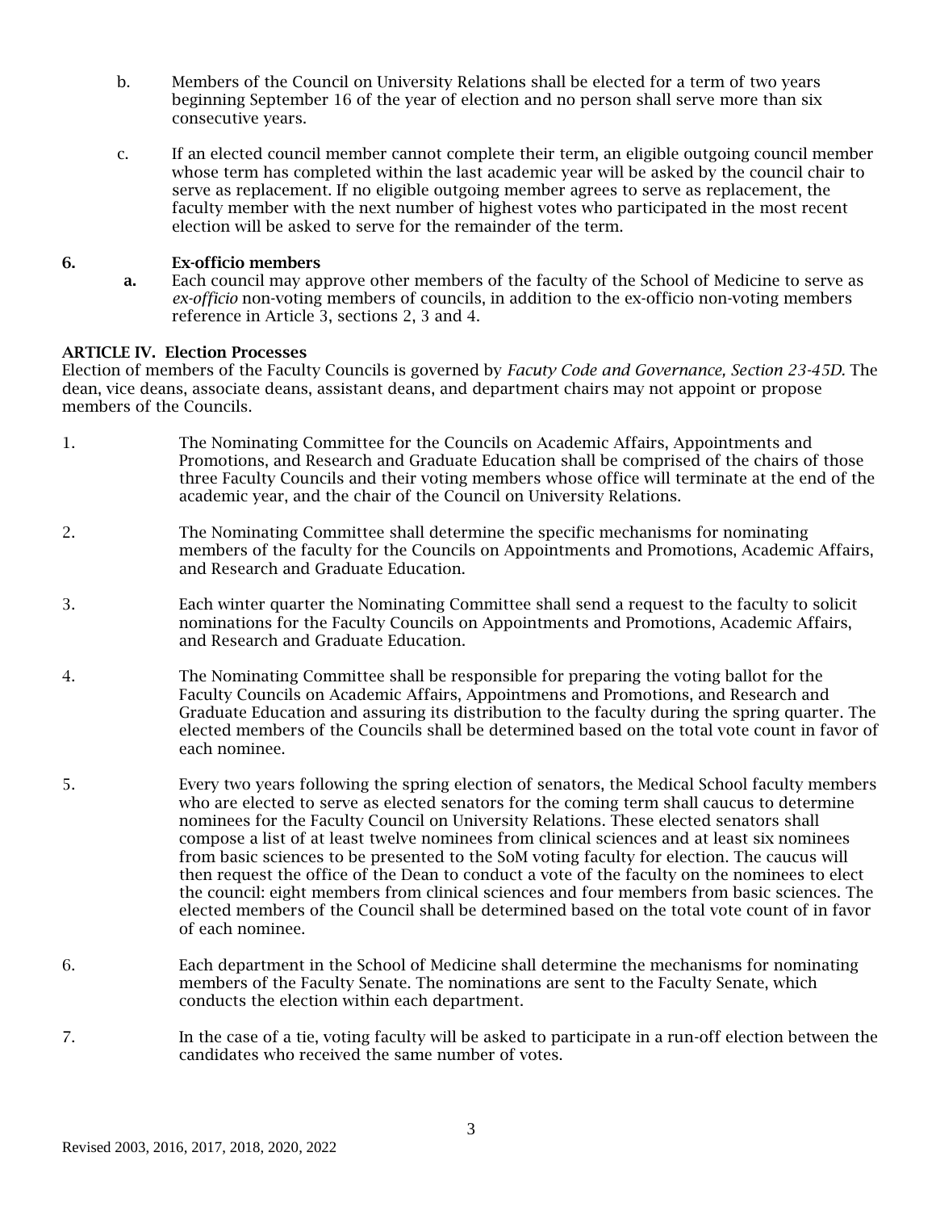b. Members of the Council on University Relations shall be elected for a term of two years beginning September 16 of the year of election and no person shall serve more than six consecutive years.

c. If an elected council member cannot complete their term, an eligible outgoing council member whose term has completed within the last academic year will be asked by the council chair to serve as replacement. If no eligible outgoing member agrees to serve as replacement, the faculty member with the next number of highest votes who participated in the most recent election will be asked to serve for the remainder of the term.

**6. Ex-officio members**

**a.** Each council may approve other members of the faculty of the School of Medicine to serve as *ex-officio* non-voting members of councils, in addition to the ex-officio non-voting members reference in Article 3, sections 2, 3 and 4.

**ARTICLE IV. Election Processes**

Election of members of the Faculty Councils is governed by *Facuty Code and Governance, Section 23-45D.* The dean, vice deans, associate deans, assistant deans, and department chairs may not appoint or propose members of the Councils.

1. The Nominating Committee for the Councils on Academic Affairs, Appointments and Promotions, and Research and Graduate Education shall be comprised of the chairs of those three Faculty Councils and their voting members whose office will terminate at the end of the academic year, and the chair of the Council on University Relations.

2. The Nominating Committee shall determine the specific mechanisms for nominating members of the faculty for the Councils on Appointments and Promotions, Academic Affairs, and Research and Graduate Education.

3. Each winter quarter the Nominating Committee shall send a request to the faculty to solicit nominations for the Faculty Councils on Appointments and Promotions, Academic Affairs, and Research and Graduate Education.

4. The Nominating Committee shall be responsible for preparing the voting ballot for the Faculty Councils on Academic Affairs, Appointmens and Promotions, and Research and Graduate Education and assuring its distribution to the faculty during the spring quarter. The elected members of the Councils shall be determined based on the total vote count in favor of each nominee.

5. Every two years following the spring election of senators, the Medical School faculty members who are elected to serve as elected senators for the coming term shall caucus to determine nominees for the Faculty Council on University Relations. These elected senators shall compose a list of at least twelve nominees from clinical sciences and at least six nominees from basic sciences to be presented to the SoM voting faculty for election. The caucus will then request the office of the Dean to conduct a vote of the faculty on the nominees to elect the council: eight members from clinical sciences and four members from basic sciences. The elected members of the Council shall be determined based on the total vote count of in favor of each nominee.

6. Each department in the School of Medicine shall determine the mechanisms for nominating members of the Faculty Senate. The nominations are sent to the Faculty Senate, which conducts the election within each department.

7. In the case of a tie, voting faculty will be asked to participate in a run-off election between the candidates who received the same number of votes.

Revised 2003, 2016, 2017, 2018, 2020, 2022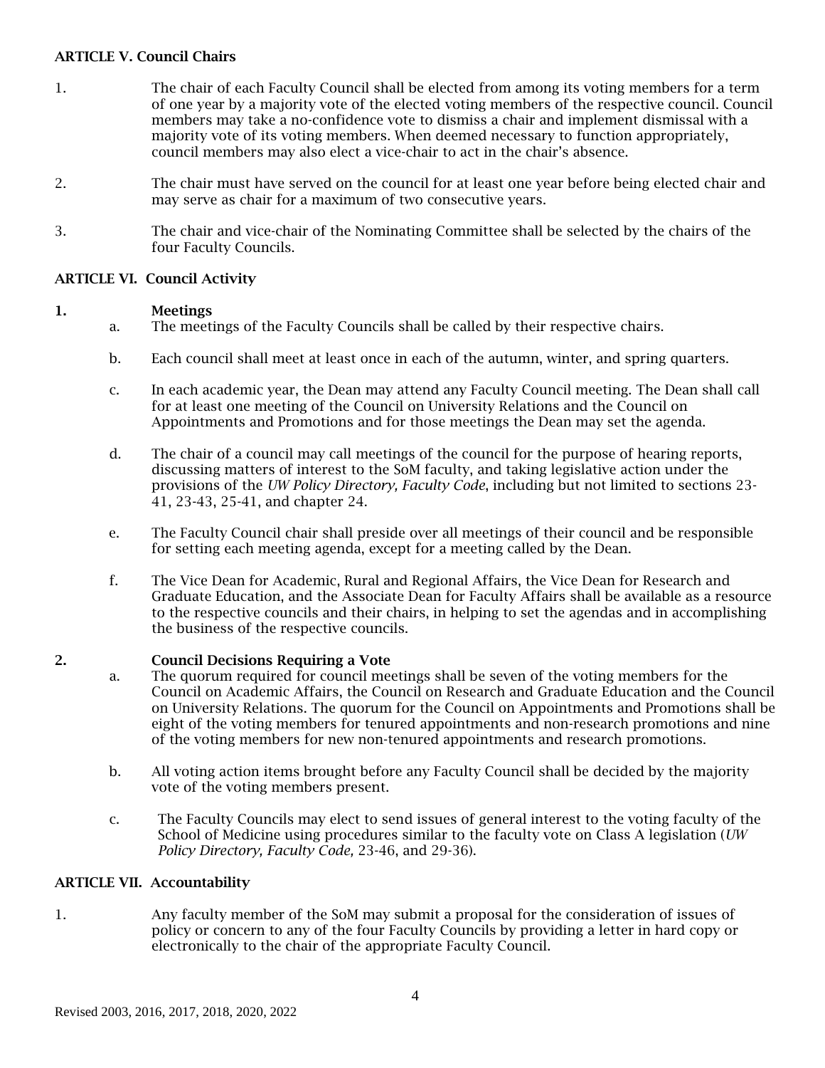**ARTICLE V. Council Chairs**

1. The chair of each Faculty Council shall be elected from among its voting members for a term of one year by a majority vote of the elected voting members of the respective council. Council members may take a no-confidence vote to dismiss a chair and implement dismissal with a majority vote of its voting members. When deemed necessary to function appropriately, council members may also elect a vice-chair to act in the chair's absence.

2. The chair must have served on the council for at least one year before being elected chair and may serve as chair for a maximum of two consecutive years.

3. The chair and vice-chair of the Nominating Committee shall be selected by the chairs of the four Faculty Councils.

**ARTICLE VI. Council Activity**

**1. Meetings**

a. The meetings of the Faculty Councils shall be called by their respective chairs.

b. Each council shall meet at least once in each of the autumn, winter, and spring quarters.

c. In each academic year, the Dean may attend any Faculty Council meeting. The Dean shall call for at least one meeting of the Council on University Relations and the Council on Appointments and Promotions and for those meetings the Dean may set the agenda.

d. The chair of a council may call meetings of the council for the purpose of hearing reports, discussing matters of interest to the SoM faculty, and taking legislative action under the provisions of the *UW Policy Directory, Faculty Code*, including but not limited to sections 23-41, 23-43, 25-41, and chapter 24.

e. The Faculty Council chair shall preside over all meetings of their council and be responsible for setting each meeting agenda, except for a meeting called by the Dean.

f. The Vice Dean for Academic, Rural and Regional Affairs, the Vice Dean for Research and Graduate Education, and the Associate Dean for Faculty Affairs shall be available as a resource to the respective councils and their chairs, in helping to set the agendas and in accomplishing the business of the respective councils.

**2. Council Decisions Requiring a Vote**

a. The quorum required for council meetings shall be seven of the voting members for the Council on Academic Affairs, the Council on Research and Graduate Education and the Council on University Relations. The quorum for the Council on Appointments and Promotions shall be eight of the voting members for tenured appointments and non-research promotions and nine of the voting members for new non-tenured appointments and research promotions.

b. All voting action items brought before any Faculty Council shall be decided by the majority vote of the voting members present.

c. The Faculty Councils may elect to send issues of general interest to the voting faculty of the School of Medicine using procedures similar to the faculty vote on Class A legislation (*UW Policy Directory, Faculty Code,* 23-46, and 29-36).

**ARTICLE VII. Accountability**

1. Any faculty member of the SoM may submit a proposal for the consideration of issues of policy or concern to any of the four Faculty Councils by providing a letter in hard copy or electronically to the chair of the appropriate Faculty Council.

Revised 2003, 2016, 2017, 2018, 2020, 2022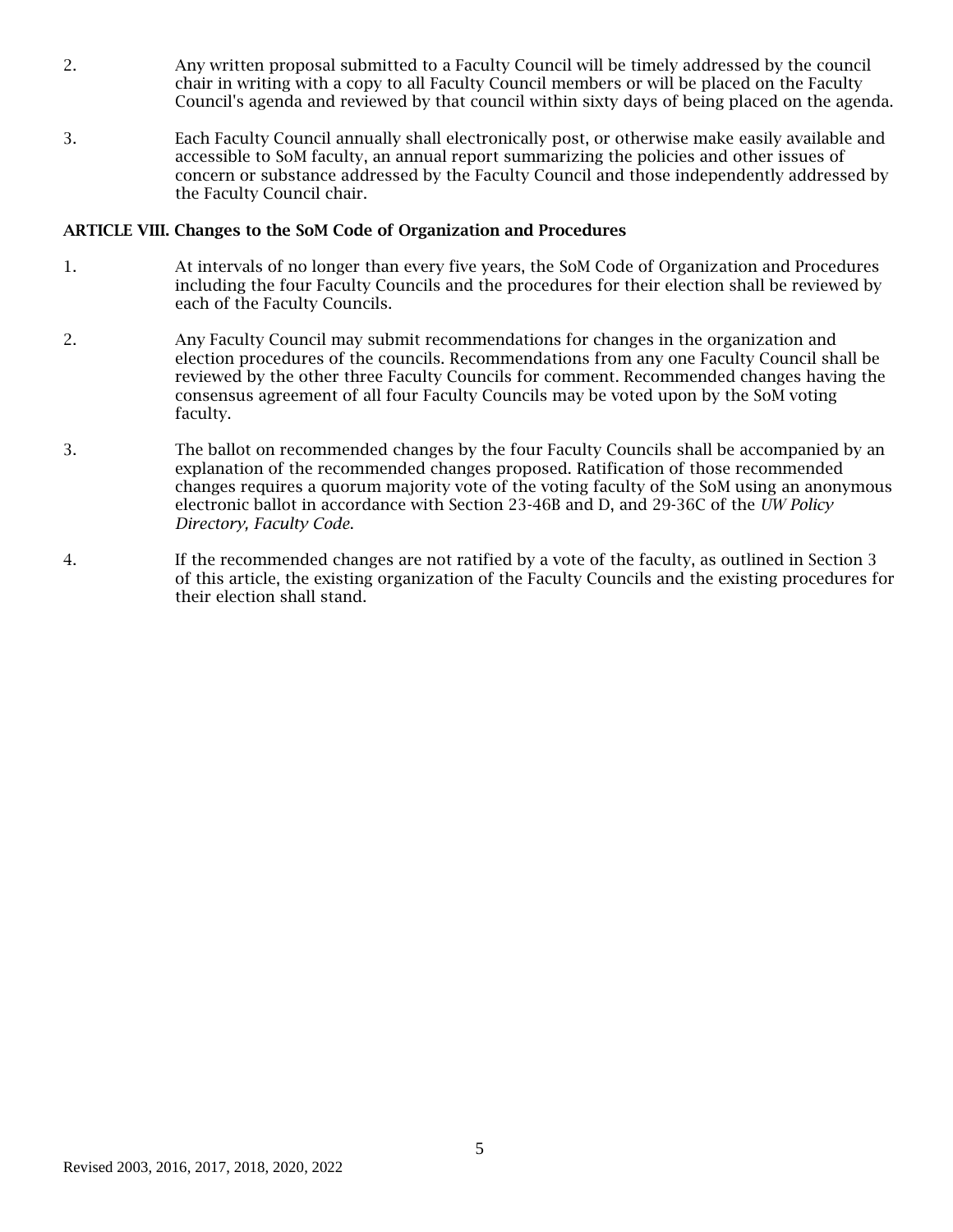2. Any written proposal submitted to a Faculty Council will be timely addressed by the council chair in writing with a copy to all Faculty Council members or will be placed on the Faculty Council's agenda and reviewed by that council within sixty days of being placed on the agenda.

3. Each Faculty Council annually shall electronically post, or otherwise make easily available and accessible to SoM faculty, an annual report summarizing the policies and other issues of concern or substance addressed by the Faculty Council and those independently addressed by the Faculty Council chair.

**ARTICLE VIII. Changes to the SoM Code of Organization and Procedures**

1. At intervals of no longer than every five years, the SoM Code of Organization and Procedures including the four Faculty Councils and the procedures for their election shall be reviewed by each of the Faculty Councils.

2. Any Faculty Council may submit recommendations for changes in the organization and election procedures of the councils. Recommendations from any one Faculty Council shall be reviewed by the other three Faculty Councils for comment. Recommended changes having the consensus agreement of all four Faculty Councils may be voted upon by the SoM voting faculty.

3. The ballot on recommended changes by the four Faculty Councils shall be accompanied by an explanation of the recommended changes proposed. Ratification of those recommended changes requires a quorum majority vote of the voting faculty of the SoM using an anonymous electronic ballot in accordance with Section 23-46B and D, and 29-36C of the *UW Policy Directory, Faculty Code.*

4. If the recommended changes are not ratified by a vote of the faculty, as outlined in Section 3 of this article, the existing organization of the Faculty Councils and the existing procedures for their election shall stand.

Revised 2003, 2016, 2017, 2018, 2020, 2022